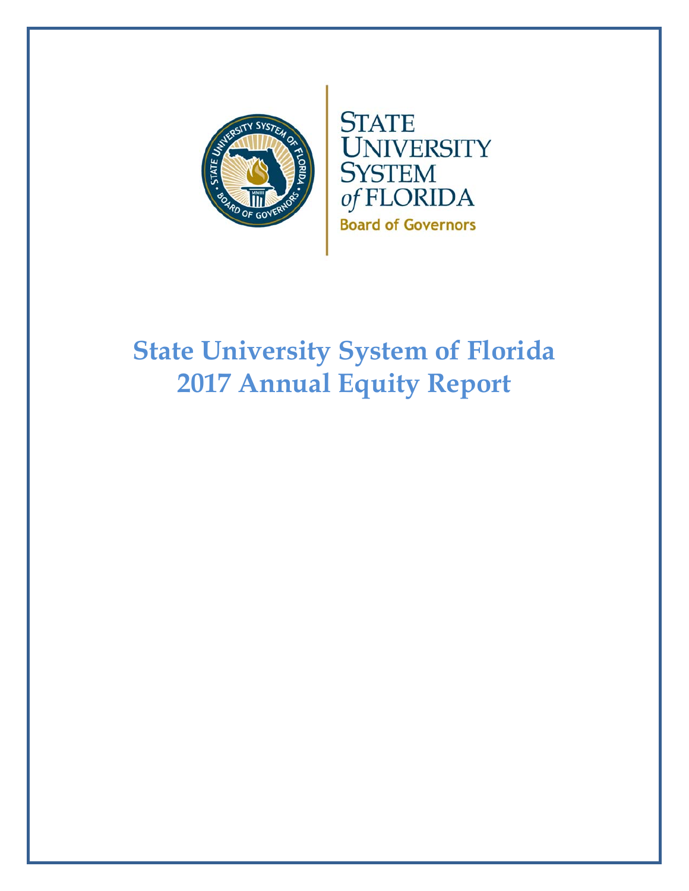STATE UNIVERSITY SYSTEM *of* FLORIDA

Board of Governors

# State University System of Florida 2017 Annual Equity Report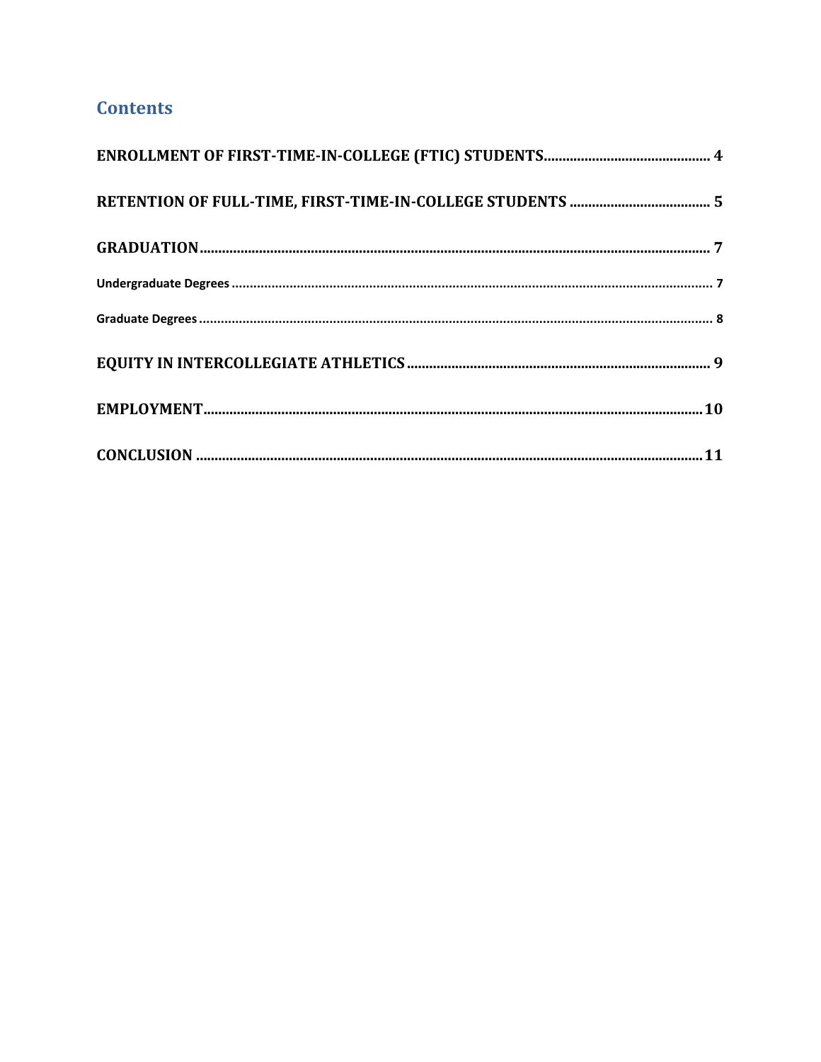# Contents

ENROLLMENT OF FIRST-TIME-IN-COLLEGE (FTIC) STUDENTS ........................................ 4

RETENTION OF FULL-TIME, FIRST-TIME-IN-COLLEGE STUDENTS ........................................ 5

GRADUATION ........................................ 7

Undergraduate Degrees ........................................ 7

Graduate Degrees ........................................ 8

EQUITY IN INTERCOLLEGIATE ATHLETICS ........................................ 9

EMPLOYMENT ........................................ 10

CONCLUSION ........................................ 11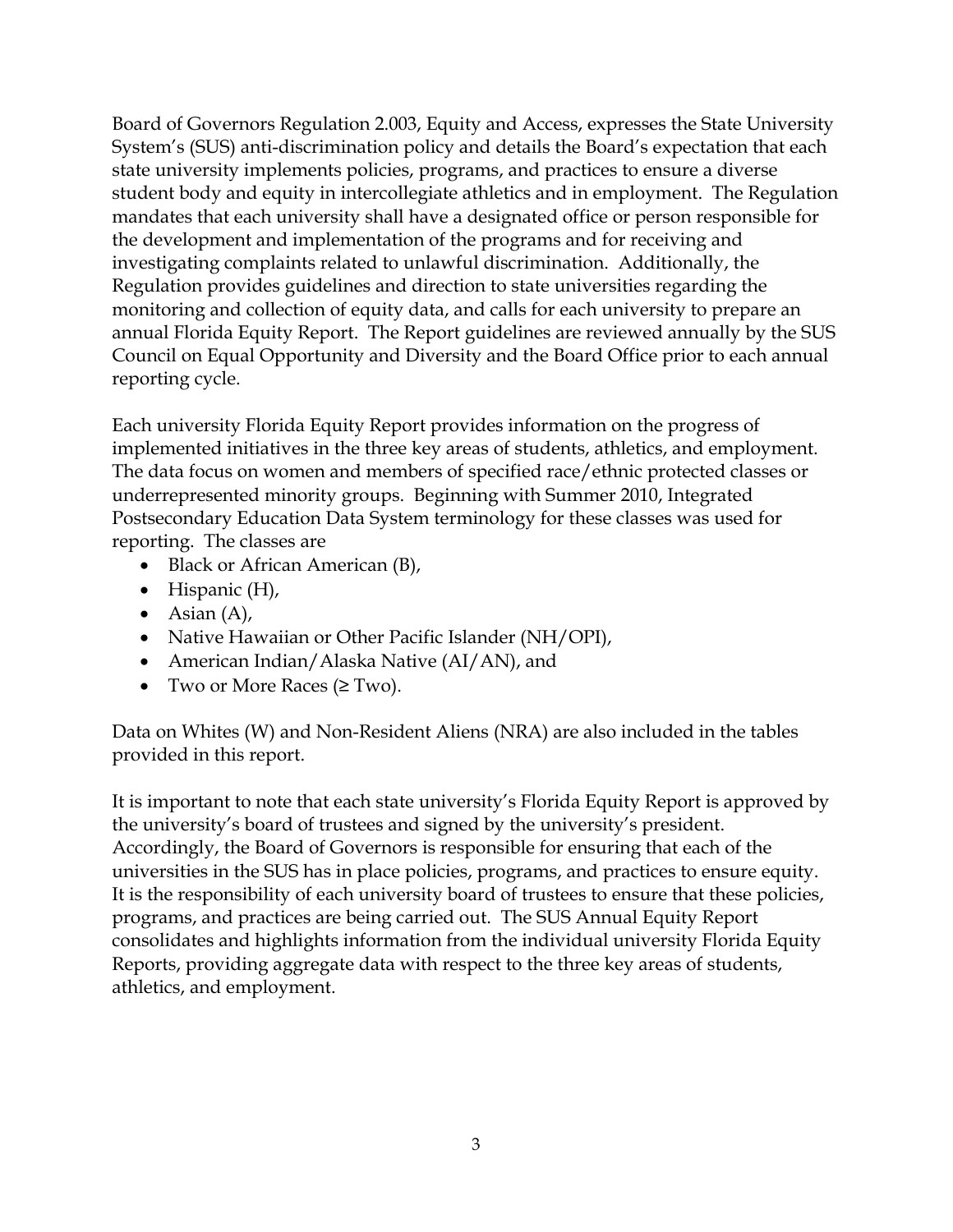Board of Governors Regulation 2.003, Equity and Access, expresses the State University System's (SUS) anti-discrimination policy and details the Board's expectation that each state university implements policies, programs, and practices to ensure a diverse student body and equity in intercollegiate athletics and in employment. The Regulation mandates that each university shall have a designated office or person responsible for the development and implementation of the programs and for receiving and investigating complaints related to unlawful discrimination. Additionally, the Regulation provides guidelines and direction to state universities regarding the monitoring and collection of equity data, and calls for each university to prepare an annual Florida Equity Report. The Report guidelines are reviewed annually by the SUS Council on Equal Opportunity and Diversity and the Board Office prior to each annual reporting cycle.

Each university Florida Equity Report provides information on the progress of implemented initiatives in the three key areas of students, athletics, and employment. The data focus on women and members of specified race/ethnic protected classes or underrepresented minority groups. Beginning with Summer 2010, Integrated Postsecondary Education Data System terminology for these classes was used for reporting. The classes are

- Black or African American (B),
- Hispanic (H),
- Asian (A),
- Native Hawaiian or Other Pacific Islander (NH/OPI),
- American Indian/Alaska Native (AI/AN), and
- Two or More Races (≥ Two).

Data on Whites (W) and Non-Resident Aliens (NRA) are also included in the tables provided in this report.

It is important to note that each state university's Florida Equity Report is approved by the university's board of trustees and signed by the university's president. Accordingly, the Board of Governors is responsible for ensuring that each of the universities in the SUS has in place policies, programs, and practices to ensure equity. It is the responsibility of each university board of trustees to ensure that these policies, programs, and practices are being carried out. The SUS Annual Equity Report consolidates and highlights information from the individual university Florida Equity Reports, providing aggregate data with respect to the three key areas of students, athletics, and employment.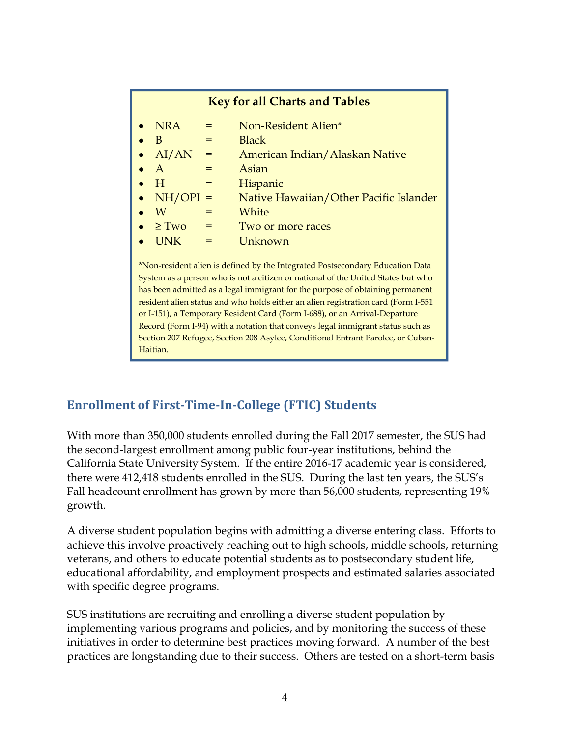**Key for all Charts and Tables**

- NRA = Non-Resident Alien*
- B = Black
- AI/AN = American Indian/Alaskan Native
- A = Asian
- H = Hispanic
- NH/OPI = Native Hawaiian/Other Pacific Islander
- W = White
- ≥ Two = Two or more races
- UNK = Unknown

*Non-resident alien is defined by the Integrated Postsecondary Education Data System as a person who is not a citizen or national of the United States but who has been admitted as a legal immigrant for the purpose of obtaining permanent resident alien status and who holds either an alien registration card (Form I-551 or I-151), a Temporary Resident Card (Form I-688), or an Arrival-Departure Record (Form I-94) with a notation that conveys legal immigrant status such as Section 207 Refugee, Section 208 Asylee, Conditional Entrant Parolee, or Cuban-Haitian.

## Enrollment of First-Time-In-College (FTIC) Students

With more than 350,000 students enrolled during the Fall 2017 semester, the SUS had the second-largest enrollment among public four-year institutions, behind the California State University System. If the entire 2016-17 academic year is considered, there were 412,418 students enrolled in the SUS. During the last ten years, the SUS's Fall headcount enrollment has grown by more than 56,000 students, representing 19% growth.

A diverse student population begins with admitting a diverse entering class. Efforts to achieve this involve proactively reaching out to high schools, middle schools, returning veterans, and others to educate potential students as to postsecondary student life, educational affordability, and employment prospects and estimated salaries associated with specific degree programs.

SUS institutions are recruiting and enrolling a diverse student population by implementing various programs and policies, and by monitoring the success of these initiatives in order to determine best practices moving forward. A number of the best practices are longstanding due to their success. Others are tested on a short-term basis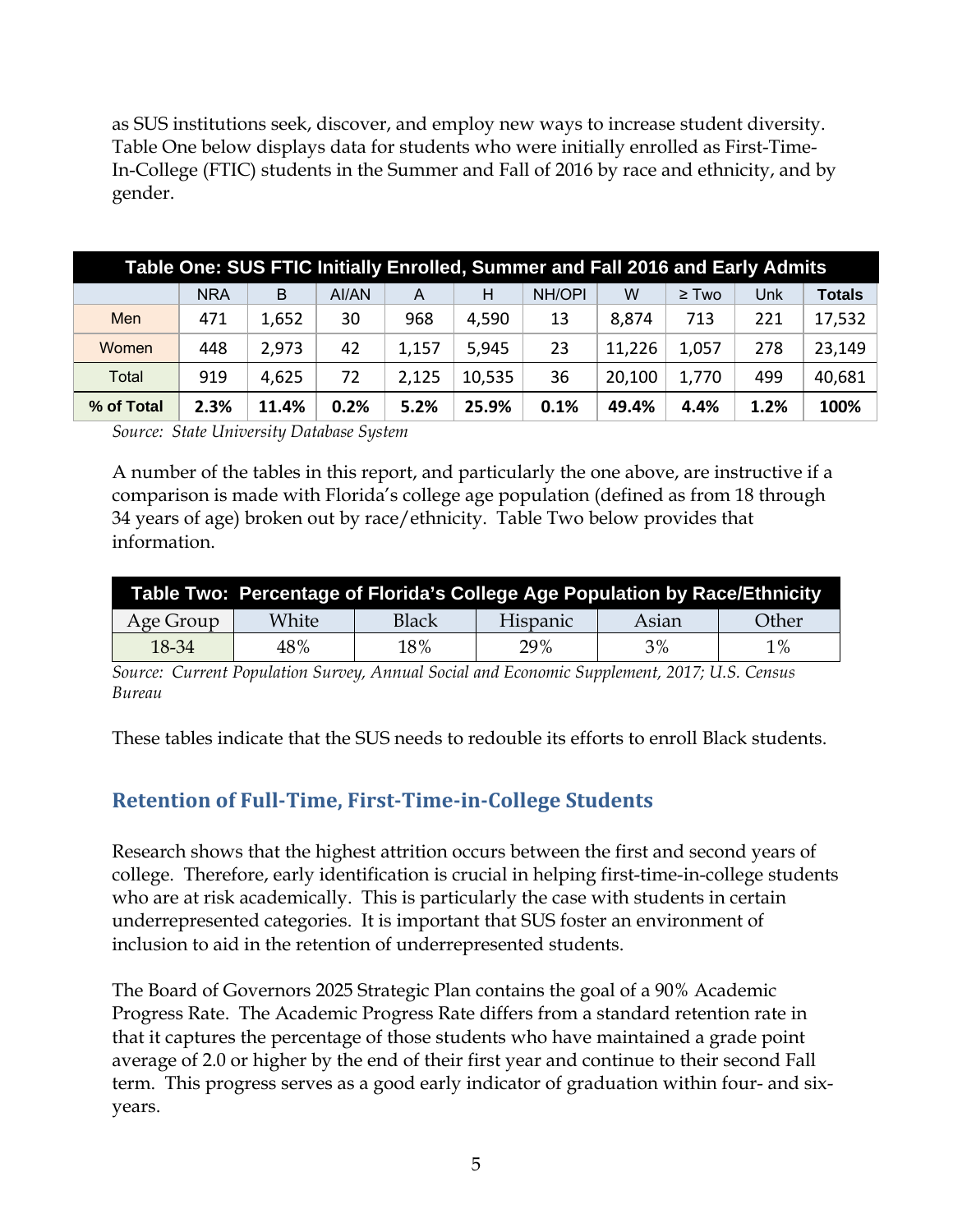as SUS institutions seek, discover, and employ new ways to increase student diversity. Table One below displays data for students who were initially enrolled as First-Time-In-College (FTIC) students in the Summer and Fall of 2016 by race and ethnicity, and by gender.

| Table One: SUS FTIC Initially Enrolled, Summer and Fall 2016 and Early Admits | | | | | | | | | | |
|---|---|---|---|---|---|---|---|---|---|---|
| | NRA | B | AI/AN | A | H | NH/OPI | W | ≥ Two | Unk | **Totals** |
| Men | 471 | 1,652 | 30 | 968 | 4,590 | 13 | 8,874 | 713 | 221 | 17,532 |
| Women | 448 | 2,973 | 42 | 1,157 | 5,945 | 23 | 11,226 | 1,057 | 278 | 23,149 |
| Total | 919 | 4,625 | 72 | 2,125 | 10,535 | 36 | 20,100 | 1,770 | 499 | 40,681 |
| **% of Total** | **2.3%** | **11.4%** | **0.2%** | **5.2%** | **25.9%** | **0.1%** | **49.4%** | **4.4%** | **1.2%** | **100%** |

*Source: State University Database System*

A number of the tables in this report, and particularly the one above, are instructive if a comparison is made with Florida's college age population (defined as from 18 through 34 years of age) broken out by race/ethnicity. Table Two below provides that information.

| Table Two: Percentage of Florida's College Age Population by Race/Ethnicity | | | | | |
|---|---|---|---|---|---|
| Age Group | White | Black | Hispanic | Asian | Other |
| 18-34 | 48% | 18% | 29% | 3% | 1% |

*Source: Current Population Survey, Annual Social and Economic Supplement, 2017; U.S. Census Bureau*

These tables indicate that the SUS needs to redouble its efforts to enroll Black students.

## Retention of Full-Time, First-Time-in-College Students

Research shows that the highest attrition occurs between the first and second years of college. Therefore, early identification is crucial in helping first-time-in-college students who are at risk academically. This is particularly the case with students in certain underrepresented categories. It is important that SUS foster an environment of inclusion to aid in the retention of underrepresented students.

The Board of Governors 2025 Strategic Plan contains the goal of a 90% Academic Progress Rate. The Academic Progress Rate differs from a standard retention rate in that it captures the percentage of those students who have maintained a grade point average of 2.0 or higher by the end of their first year and continue to their second Fall term. This progress serves as a good early indicator of graduation within four- and six-years.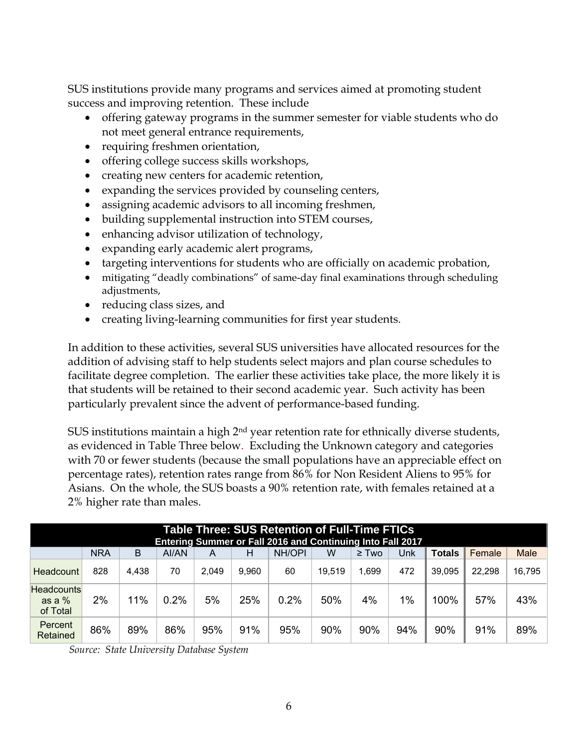SUS institutions provide many programs and services aimed at promoting student success and improving retention. These include

- offering gateway programs in the summer semester for viable students who do not meet general entrance requirements,
- requiring freshmen orientation,
- offering college success skills workshops,
- creating new centers for academic retention,
- expanding the services provided by counseling centers,
- assigning academic advisors to all incoming freshmen,
- building supplemental instruction into STEM courses,
- enhancing advisor utilization of technology,
- expanding early academic alert programs,
- targeting interventions for students who are officially on academic probation,
- mitigating "deadly combinations" of same-day final examinations through scheduling adjustments,
- reducing class sizes, and
- creating living-learning communities for first year students.

In addition to these activities, several SUS universities have allocated resources for the addition of advising staff to help students select majors and plan course schedules to facilitate degree completion. The earlier these activities take place, the more likely it is that students will be retained to their second academic year. Such activity has been particularly prevalent since the advent of performance-based funding.

SUS institutions maintain a high 2nd year retention rate for ethnically diverse students, as evidenced in Table Three below. Excluding the Unknown category and categories with 70 or fewer students (because the small populations have an appreciable effect on percentage rates), retention rates range from 86% for Non Resident Aliens to 95% for Asians. On the whole, the SUS boasts a 90% retention rate, with females retained at a 2% higher rate than males.

**Table Three: SUS Retention of Full-Time FTICs**
**Entering Summer or Fall 2016 and Continuing Into Fall 2017**

| | NRA | B | AI/AN | A | H | NH/OPI | W | ≥ Two | Unk | **Totals** | Female | Male |
|---|---|---|---|---|---|---|---|---|---|---|---|---|
| Headcount | 828 | 4,438 | 70 | 2,049 | 9,960 | 60 | 19,519 | 1,699 | 472 | 39,095 | 22,298 | 16,795 |
| Headcounts as a % of Total | 2% | 11% | 0.2% | 5% | 25% | 0.2% | 50% | 4% | 1% | 100% | 57% | 43% |
| Percent Retained | 86% | 89% | 86% | 95% | 91% | 95% | 90% | 90% | 94% | 90% | 91% | 89% |

*Source: State University Database System*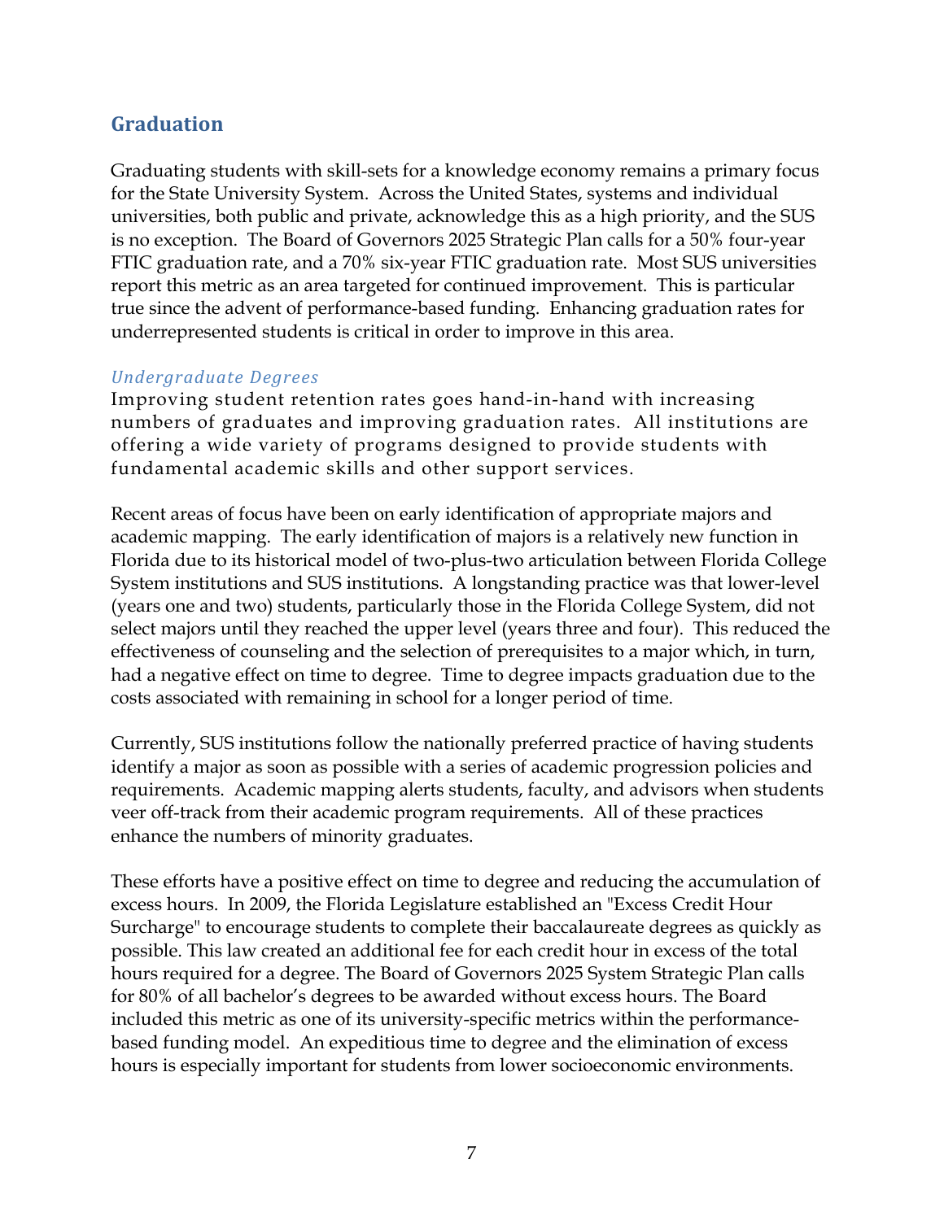## Graduation

Graduating students with skill-sets for a knowledge economy remains a primary focus for the State University System. Across the United States, systems and individual universities, both public and private, acknowledge this as a high priority, and the SUS is no exception. The Board of Governors 2025 Strategic Plan calls for a 50% four-year FTIC graduation rate, and a 70% six-year FTIC graduation rate. Most SUS universities report this metric as an area targeted for continued improvement. This is particular true since the advent of performance-based funding. Enhancing graduation rates for underrepresented students is critical in order to improve in this area.

### *Undergraduate Degrees*

Improving student retention rates goes hand-in-hand with increasing numbers of graduates and improving graduation rates. All institutions are offering a wide variety of programs designed to provide students with fundamental academic skills and other support services.

Recent areas of focus have been on early identification of appropriate majors and academic mapping. The early identification of majors is a relatively new function in Florida due to its historical model of two-plus-two articulation between Florida College System institutions and SUS institutions. A longstanding practice was that lower-level (years one and two) students, particularly those in the Florida College System, did not select majors until they reached the upper level (years three and four). This reduced the effectiveness of counseling and the selection of prerequisites to a major which, in turn, had a negative effect on time to degree. Time to degree impacts graduation due to the costs associated with remaining in school for a longer period of time.

Currently, SUS institutions follow the nationally preferred practice of having students identify a major as soon as possible with a series of academic progression policies and requirements. Academic mapping alerts students, faculty, and advisors when students veer off-track from their academic program requirements. All of these practices enhance the numbers of minority graduates.

These efforts have a positive effect on time to degree and reducing the accumulation of excess hours. In 2009, the Florida Legislature established an "Excess Credit Hour Surcharge" to encourage students to complete their baccalaureate degrees as quickly as possible. This law created an additional fee for each credit hour in excess of the total hours required for a degree. The Board of Governors 2025 System Strategic Plan calls for 80% of all bachelor's degrees to be awarded without excess hours. The Board included this metric as one of its university-specific metrics within the performance-based funding model. An expeditious time to degree and the elimination of excess hours is especially important for students from lower socioeconomic environments.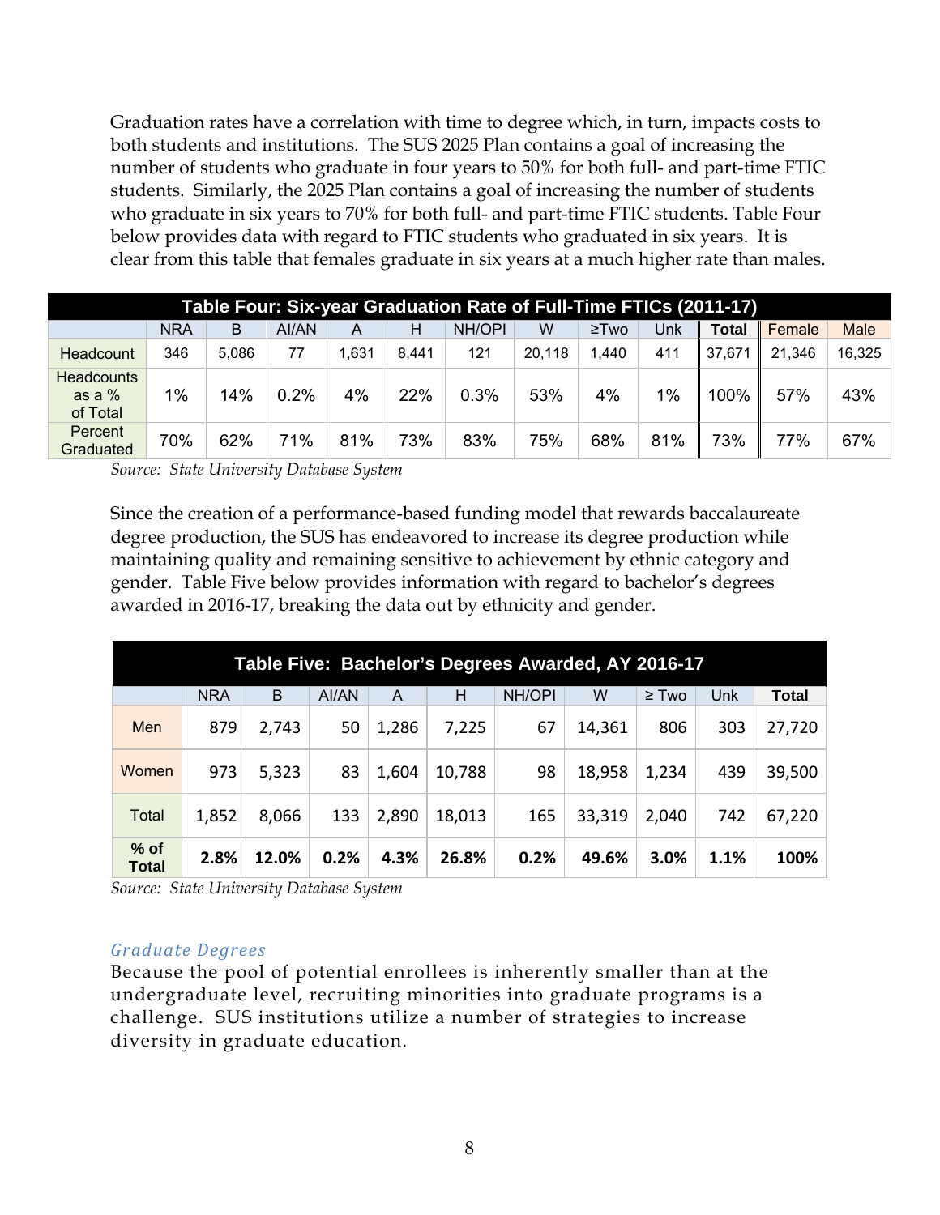Graduation rates have a correlation with time to degree which, in turn, impacts costs to both students and institutions. The SUS 2025 Plan contains a goal of increasing the number of students who graduate in four years to 50% for both full- and part-time FTIC students. Similarly, the 2025 Plan contains a goal of increasing the number of students who graduate in six years to 70% for both full- and part-time FTIC students. Table Four below provides data with regard to FTIC students who graduated in six years. It is clear from this table that females graduate in six years at a much higher rate than males.

**Table Four: Six-year Graduation Rate of Full-Time FTICs (2011-17)**

| | NRA | B | AI/AN | A | H | NH/OPI | W | ≥Two | Unk | **Total** | Female | Male |
|---|---|---|---|---|---|---|---|---|---|---|---|---|
| Headcount | 346 | 5,086 | 77 | 1,631 | 8,441 | 121 | 20,118 | 1,440 | 411 | 37,671 | 21,346 | 16,325 |
| Headcounts as a % of Total | 1% | 14% | 0.2% | 4% | 22% | 0.3% | 53% | 4% | 1% | 100% | 57% | 43% |
| Percent Graduated | 70% | 62% | 71% | 81% | 73% | 83% | 75% | 68% | 81% | 73% | 77% | 67% |

*Source: State University Database System*

Since the creation of a performance-based funding model that rewards baccalaureate degree production, the SUS has endeavored to increase its degree production while maintaining quality and remaining sensitive to achievement by ethnic category and gender. Table Five below provides information with regard to bachelor's degrees awarded in 2016-17, breaking the data out by ethnicity and gender.

**Table Five: Bachelor's Degrees Awarded, AY 2016-17**

| | NRA | B | AI/AN | A | H | NH/OPI | W | ≥ Two | Unk | **Total** |
|---|---|---|---|---|---|---|---|---|---|---|
| Men | 879 | 2,743 | 50 | 1,286 | 7,225 | 67 | 14,361 | 806 | 303 | 27,720 |
| Women | 973 | 5,323 | 83 | 1,604 | 10,788 | 98 | 18,958 | 1,234 | 439 | 39,500 |
| Total | 1,852 | 8,066 | 133 | 2,890 | 18,013 | 165 | 33,319 | 2,040 | 742 | 67,220 |
| **% of Total** | **2.8%** | **12.0%** | **0.2%** | **4.3%** | **26.8%** | **0.2%** | **49.6%** | **3.0%** | **1.1%** | **100%** |

*Source: State University Database System*

### *Graduate Degrees*

Because the pool of potential enrollees is inherently smaller than at the undergraduate level, recruiting minorities into graduate programs is a challenge. SUS institutions utilize a number of strategies to increase diversity in graduate education.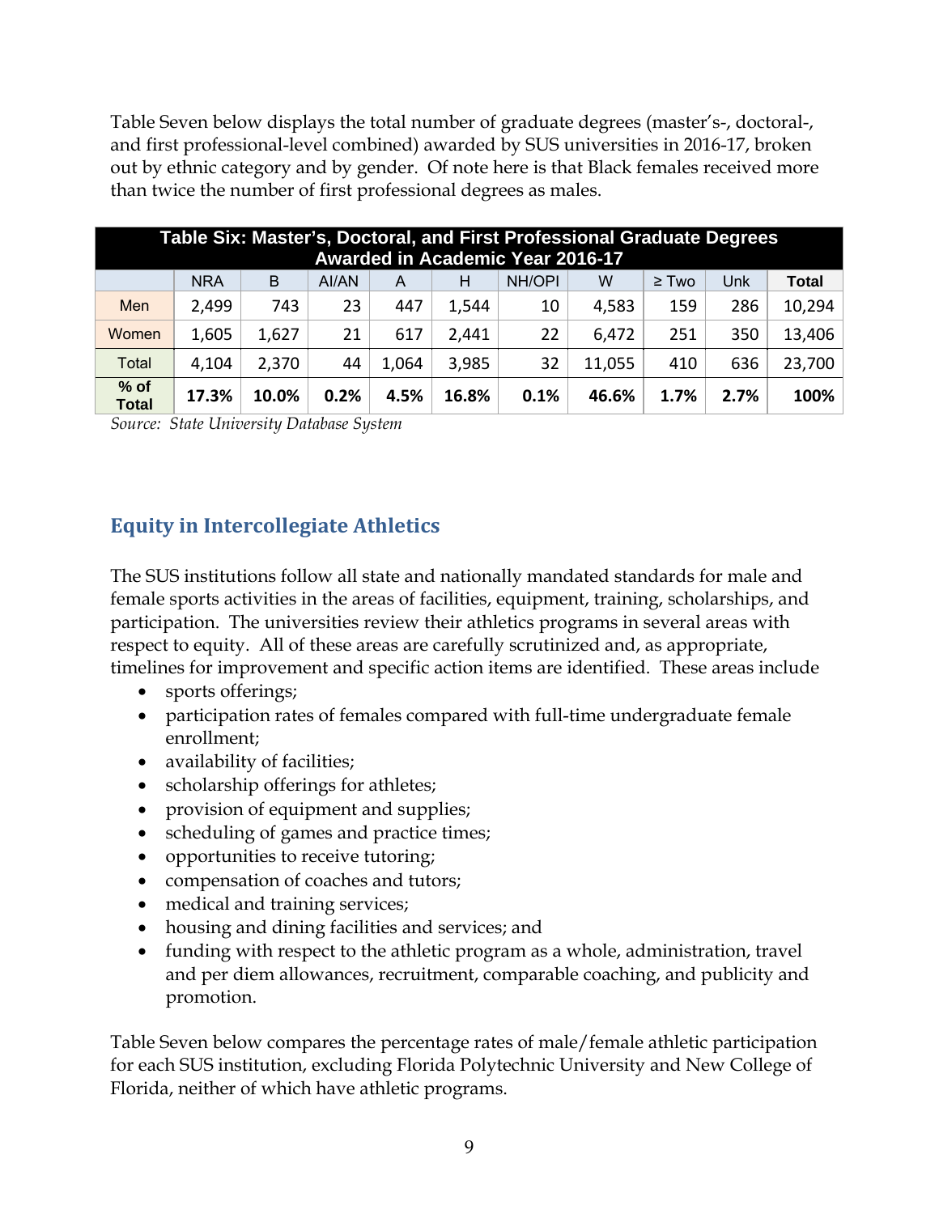Table Seven below displays the total number of graduate degrees (master's-, doctoral-, and first professional-level combined) awarded by SUS universities in 2016-17, broken out by ethnic category and by gender. Of note here is that Black females received more than twice the number of first professional degrees as males.

| Table Six: Master's, Doctoral, and First Professional Graduate Degrees Awarded in Academic Year 2016-17 | | | | | | | | | | |
|---|---|---|---|---|---|---|---|---|---|---|
| | NRA | B | AI/AN | A | H | NH/OPI | W | ≥ Two | Unk | **Total** |
| Men | 2,499 | 743 | 23 | 447 | 1,544 | 10 | 4,583 | 159 | 286 | 10,294 |
| Women | 1,605 | 1,627 | 21 | 617 | 2,441 | 22 | 6,472 | 251 | 350 | 13,406 |
| Total | 4,104 | 2,370 | 44 | 1,064 | 3,985 | 32 | 11,055 | 410 | 636 | 23,700 |
| **% of Total** | **17.3%** | **10.0%** | **0.2%** | **4.5%** | **16.8%** | **0.1%** | **46.6%** | **1.7%** | **2.7%** | **100%** |

*Source: State University Database System*

## Equity in Intercollegiate Athletics

The SUS institutions follow all state and nationally mandated standards for male and female sports activities in the areas of facilities, equipment, training, scholarships, and participation. The universities review their athletics programs in several areas with respect to equity. All of these areas are carefully scrutinized and, as appropriate, timelines for improvement and specific action items are identified. These areas include

- sports offerings;
- participation rates of females compared with full-time undergraduate female enrollment;
- availability of facilities;
- scholarship offerings for athletes;
- provision of equipment and supplies;
- scheduling of games and practice times;
- opportunities to receive tutoring;
- compensation of coaches and tutors;
- medical and training services;
- housing and dining facilities and services; and
- funding with respect to the athletic program as a whole, administration, travel and per diem allowances, recruitment, comparable coaching, and publicity and promotion.

Table Seven below compares the percentage rates of male/female athletic participation for each SUS institution, excluding Florida Polytechnic University and New College of Florida, neither of which have athletic programs.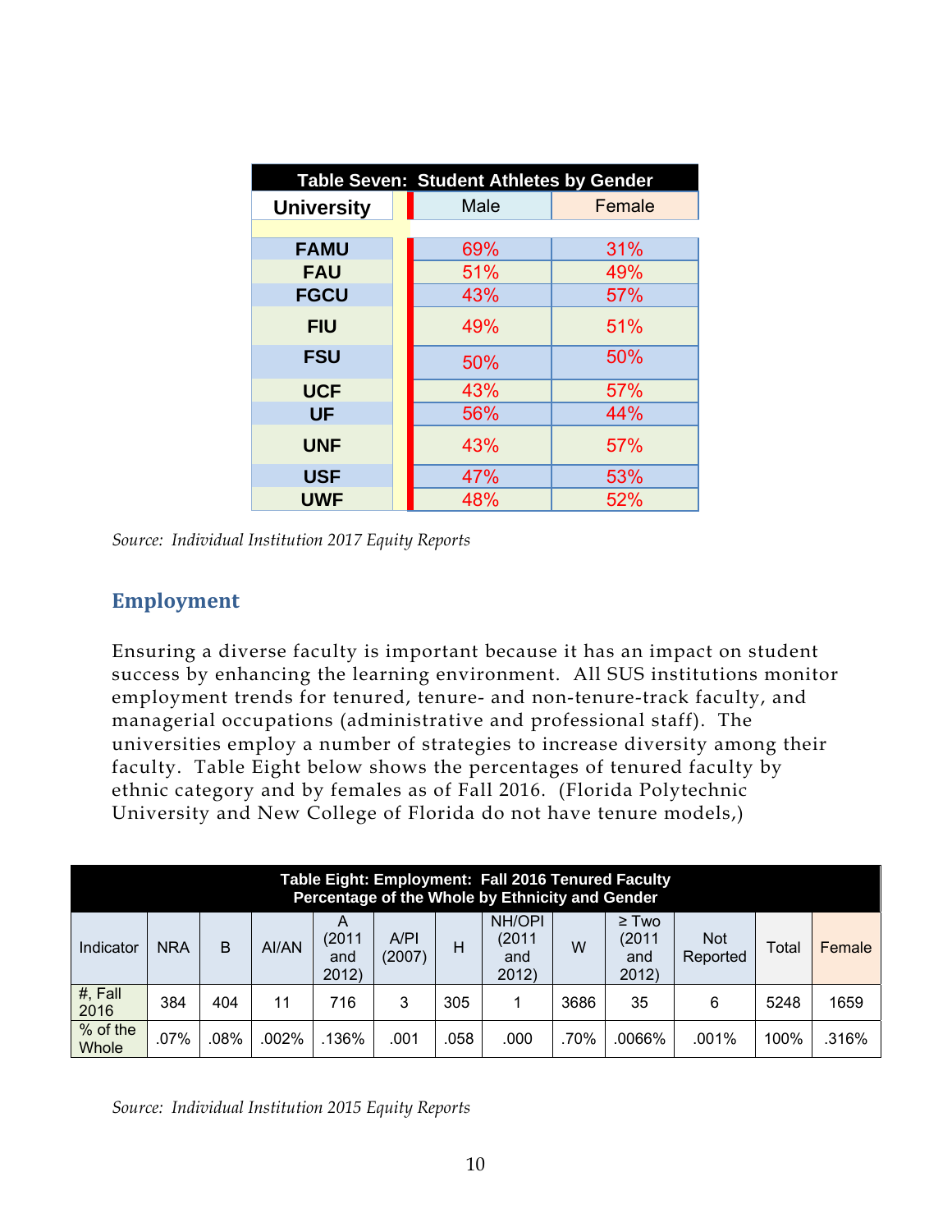| Table Seven: Student Athletes by Gender | | |
|---|---|---|
| **University** | Male | Female |
| **FAMU** | 69% | 31% |
| **FAU** | 51% | 49% |
| **FGCU** | 43% | 57% |
| **FIU** | 49% | 51% |
| **FSU** | 50% | 50% |
| **UCF** | 43% | 57% |
| **UF** | 56% | 44% |
| **UNF** | 43% | 57% |
| **USF** | 47% | 53% |
| **UWF** | 48% | 52% |

*Source: Individual Institution 2017 Equity Reports*

## Employment

Ensuring a diverse faculty is important because it has an impact on student success by enhancing the learning environment. All SUS institutions monitor employment trends for tenured, tenure- and non-tenure-track faculty, and managerial occupations (administrative and professional staff). The universities employ a number of strategies to increase diversity among their faculty. Table Eight below shows the percentages of tenured faculty by ethnic category and by females as of Fall 2016. (Florida Polytechnic University and New College of Florida do not have tenure models,)

| Table Eight: Employment: Fall 2016 Tenured Faculty Percentage of the Whole by Ethnicity and Gender | | | | | | | | | | | | | |
|---|---|---|---|---|---|---|---|---|---|---|---|---|---|
| Indicator | NRA | B | AI/AN | A (2011 and 2012) | A/PI (2007) | H | NH/OPI (2011 and 2012) | W | ≥ Two (2011 and 2012) | Not Reported | Total | Female |
| #, Fall 2016 | 384 | 404 | 11 | 716 | 3 | 305 | 1 | 3686 | 35 | 6 | 5248 | 1659 |
| % of the Whole | .07% | .08% | .002% | .136% | .001 | .058 | .000 | .70% | .0066% | .001% | 100% | .316% |

*Source: Individual Institution 2015 Equity Reports*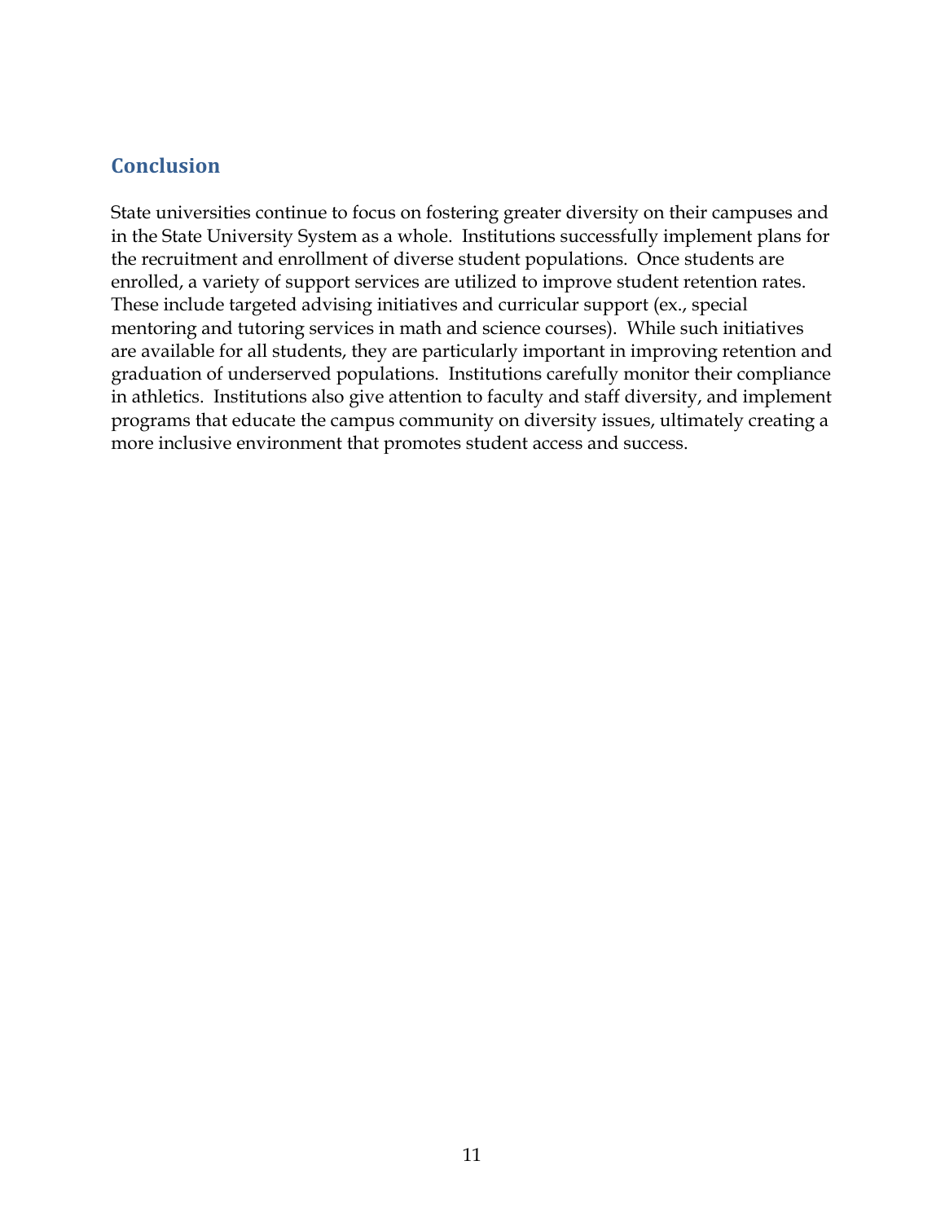## Conclusion

State universities continue to focus on fostering greater diversity on their campuses and in the State University System as a whole. Institutions successfully implement plans for the recruitment and enrollment of diverse student populations. Once students are enrolled, a variety of support services are utilized to improve student retention rates. These include targeted advising initiatives and curricular support (ex., special mentoring and tutoring services in math and science courses). While such initiatives are available for all students, they are particularly important in improving retention and graduation of underserved populations. Institutions carefully monitor their compliance in athletics. Institutions also give attention to faculty and staff diversity, and implement programs that educate the campus community on diversity issues, ultimately creating a more inclusive environment that promotes student access and success.